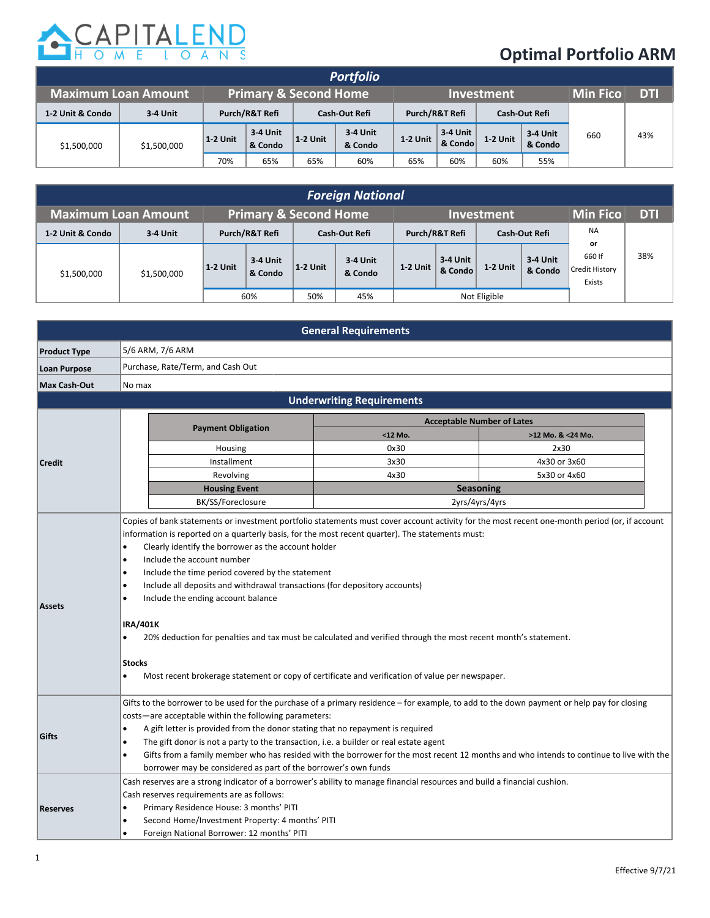CAPITALEND HOME LOANS

# Optimal Portfolio ARM

| Portfolio | | | | | | | | | | | |
|---|---|---|---|---|---|---|---|---|---|---|---|
| Maximum Loan Amount | | Primary & Second Home | | | | Investment | | | | Min Fico | DTI |
| 1-2 Unit & Condo | 3-4 Unit | Purch/R&T Refi | | Cash-Out Refi | | Purch/R&T Refi | | Cash-Out Refi | | 660 | 43% |
| $1,500,000 | $1,500,000 | 1-2 Unit | 3-4 Unit & Condo | 1-2 Unit | 3-4 Unit & Condo | 1-2 Unit | 3-4 Unit & Condo | 1-2 Unit | 3-4 Unit & Condo | | |
| | | 70% | 65% | 65% | 60% | 65% | 60% | 60% | 55% | | |

| Foreign National | | | | | | | | | | | |
|---|---|---|---|---|---|---|---|---|---|---|---|
| Maximum Loan Amount | | Primary & Second Home | | | | Investment | | | | Min Fico | DTI |
| 1-2 Unit & Condo | 3-4 Unit | Purch/R&T Refi | | Cash-Out Refi | | Purch/R&T Refi | | Cash-Out Refi | | NA or 660 If Credit History Exists | 38% |
| $1,500,000 | $1,500,000 | 1-2 Unit | 3-4 Unit & Condo | 1-2 Unit | 3-4 Unit & Condo | 1-2 Unit | 3-4 Unit & Condo | 1-2 Unit | 3-4 Unit & Condo | | |
| | | 60% | | 50% | 45% | Not Eligible | | | | | |

| General Requirements | |
|---|---|
| **Product Type** | 5/6 ARM, 7/6 ARM |
| **Loan Purpose** | Purchase, Rate/Term, and Cash Out |
| **Max Cash-Out** | No max |

## Underwriting Requirements

**Credit**

| Payment Obligation | Acceptable Number of Lates <12 Mo. | Acceptable Number of Lates >12 Mo. & <24 Mo. |
|---|---|---|
| Housing | 0x30 | 2x30 |
| Installment | 3x30 | 4x30 or 3x60 |
| Revolving | 4x30 | 5x30 or 4x60 |
| **Housing Event** | **Seasoning** | |
| BK/SS/Foreclosure | 2yrs/4yrs/4yrs | |

**Assets**

Copies of bank statements or investment portfolio statements must cover account activity for the most recent one-month period (or, if account information is reported on a quarterly basis, for the most recent quarter). The statements must:

- Clearly identify the borrower as the account holder
- Include the account number
- Include the time period covered by the statement
- Include all deposits and withdrawal transactions (for depository accounts)
- Include the ending account balance

**IRA/401K**

- 20% deduction for penalties and tax must be calculated and verified through the most recent month's statement.

**Stocks**

- Most recent brokerage statement or copy of certificate and verification of value per newspaper.

**Gifts**

Gifts to the borrower to be used for the purchase of a primary residence – for example, to add to the down payment or help pay for closing costs—are acceptable within the following parameters:

- A gift letter is provided from the donor stating that no repayment is required
- The gift donor is not a party to the transaction, i.e. a builder or real estate agent
- Gifts from a family member who has resided with the borrower for the most recent 12 months and who intends to continue to live with the borrower may be considered as part of the borrower's own funds

**Reserves**

Cash reserves are a strong indicator of a borrower's ability to manage financial resources and build a financial cushion.
Cash reserves requirements are as follows:

- Primary Residence House: 3 months' PITI
- Second Home/Investment Property: 4 months' PITI
- Foreign National Borrower: 12 months' PITI

Effective 9/7/21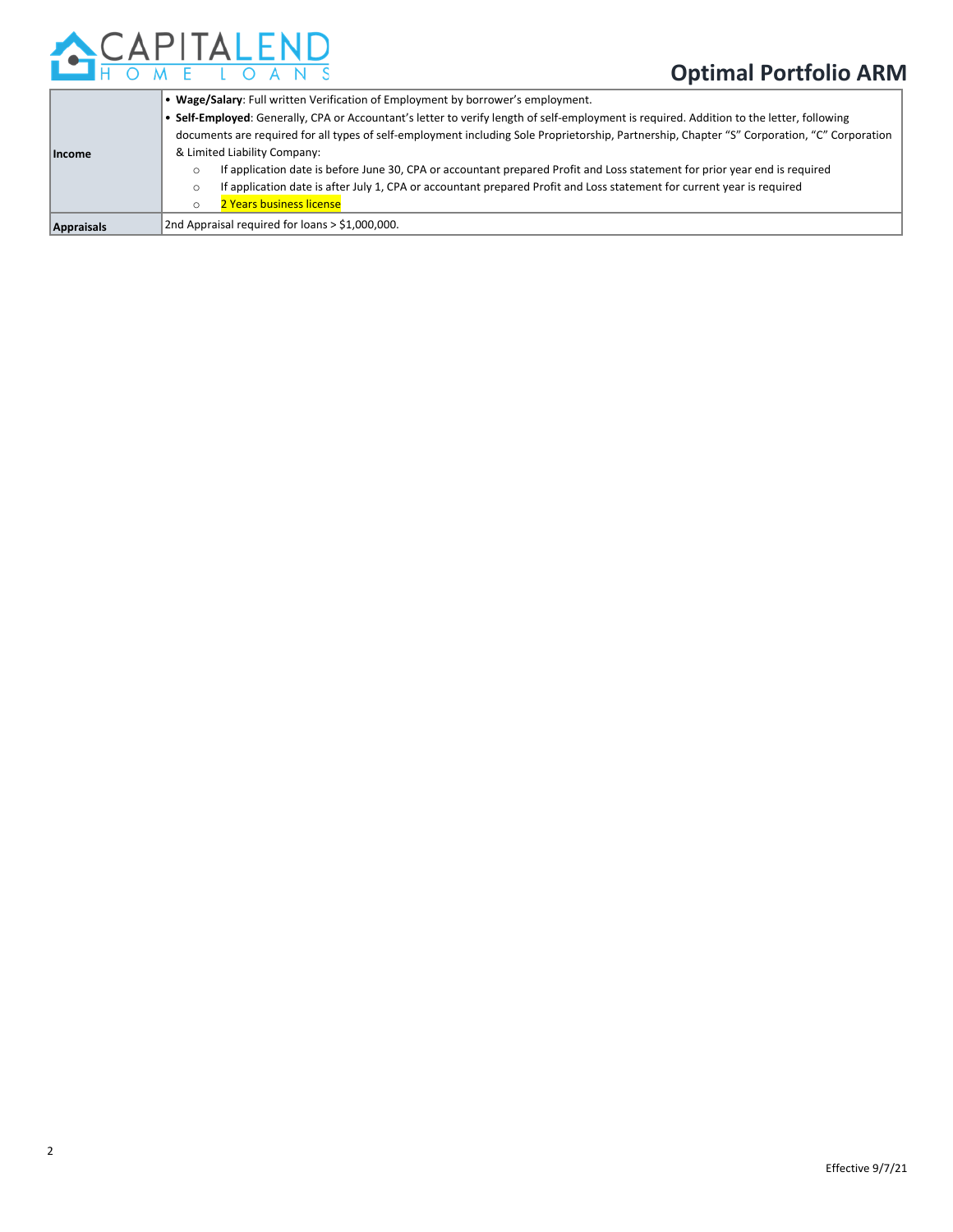| | |
|---|---|
| **Income** | • **Wage/Salary**: Full written Verification of Employment by borrower's employment.<br>• **Self-Employed**: Generally, CPA or Accountant's letter to verify length of self-employment is required. Addition to the letter, following documents are required for all types of self-employment including Sole Proprietorship, Partnership, Chapter "S" Corporation, "C" Corporation & Limited Liability Company:<br>○ If application date is before June 30, CPA or accountant prepared Profit and Loss statement for prior year end is required<br>○ If application date is after July 1, CPA or accountant prepared Profit and Loss statement for current year is required<br>○ 2 Years business license |
| **Appraisals** | 2nd Appraisal required for loans > $1,000,000. |